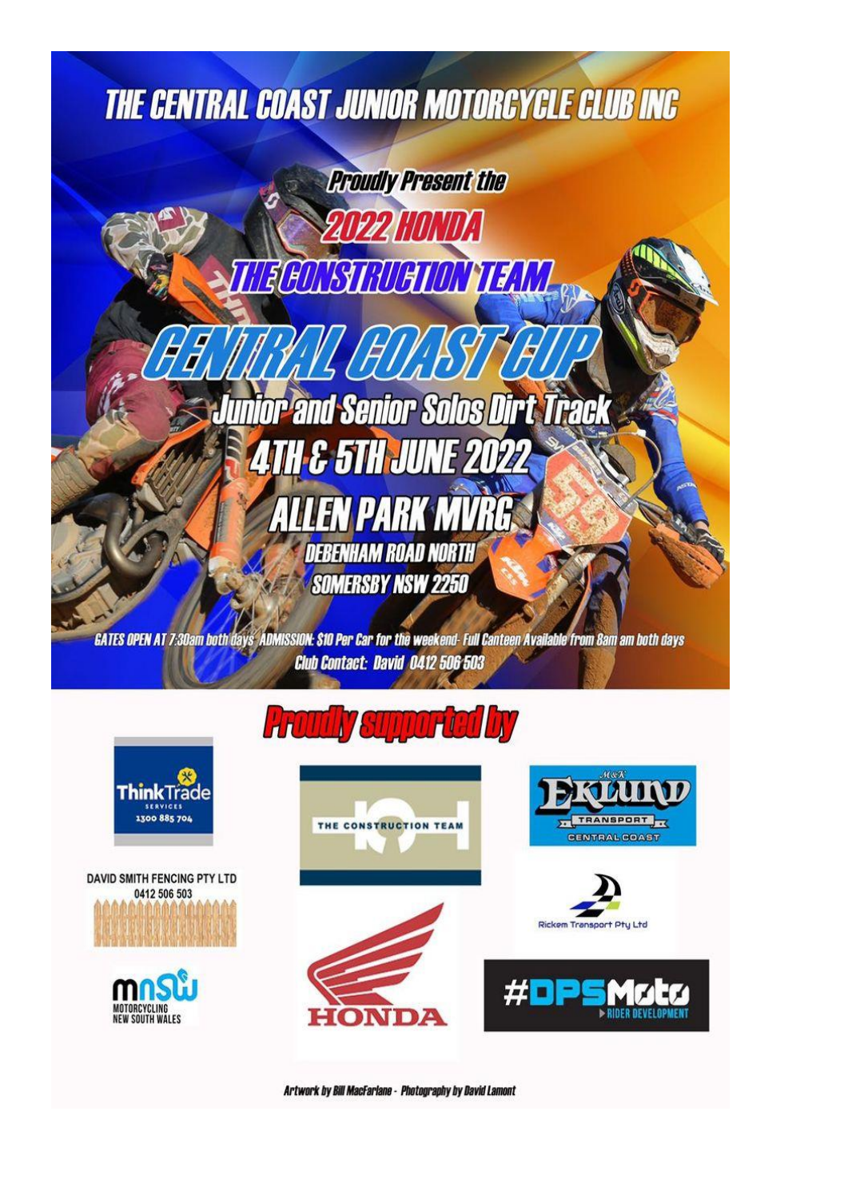# THE CENTRAL COAST JUNIOR MOTORCYCLE CLUB INC

Proudly Present the

## 2022 HONDA THE CONSTRUCTION TEAM

# CENTRAL COAST CUP

## Junior and Senior Solos Dirt Track

## 4TH & 5TH JUNE 2022

## ALLEN PARK MVRG

DEBENHAM ROAD NORTH
SOMERSBY NSW 2250

GATES OPEN AT 7:30am both days ADMISSION: $10 Per Car for the weekend- Full Canteen Available from 8am am both days

Club Contact: David 0412 506 503

## Proudly supported by

ThinkTrade SERVICES 1300 885 704

THE CONSTRUCTION TEAM

M&K EKLUND TRANSPORT CENTRAL COAST

DAVID SMITH FENCING PTY LTD 0412 506 503

Rickem Transport Pty Ltd

MNSW MOTORCYCLING NEW SOUTH WALES

HONDA

#DPSMoto RIDER DEVELOPMENT

Artwork by Bill MacFarlane - Photography by David Lamont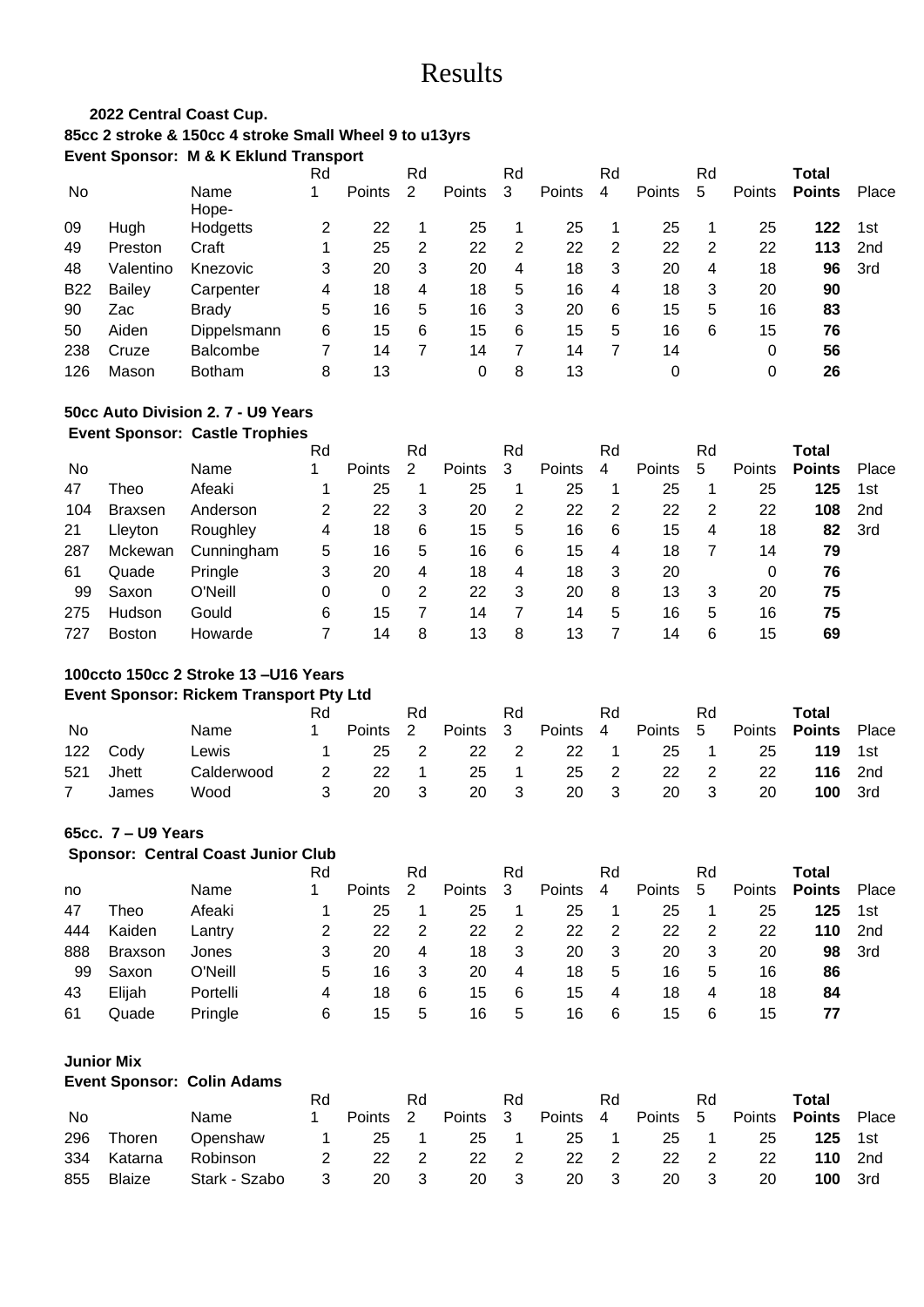# Results

**2022 Central Coast Cup.**

**85cc 2 stroke & 150cc 4 stroke Small Wheel 9 to u13yrs**

**Event Sponsor: M & K Eklund Transport**

| No | | Name | Rd 1 | Points | Rd 2 | Points | Rd 3 | Points | Rd 4 | Points | Rd 5 | Points | Total Points | Place |
|---|---|---|---|---|---|---|---|---|---|---|---|---|---|
| 09 | Hugh | Hope-Hodgetts | 2 | 22 | 1 | 25 | 1 | 25 | 1 | 25 | 1 | 25 | **122** | 1st |
| 49 | Preston | Craft | 1 | 25 | 2 | 22 | 2 | 22 | 2 | 22 | 2 | 22 | **113** | 2nd |
| 48 | Valentino | Knezovic | 3 | 20 | 3 | 20 | 4 | 18 | 3 | 20 | 4 | 18 | **96** | 3rd |
| B22 | Bailey | Carpenter | 4 | 18 | 4 | 18 | 5 | 16 | 4 | 18 | 3 | 20 | **90** | |
| 90 | Zac | Brady | 5 | 16 | 5 | 16 | 3 | 20 | 6 | 15 | 5 | 16 | **83** | |
| 50 | Aiden | Dippelsmann | 6 | 15 | 6 | 15 | 6 | 15 | 5 | 16 | 6 | 15 | **76** | |
| 238 | Cruze | Balcombe | 7 | 14 | 7 | 14 | 7 | 14 | 7 | 14 | | 0 | **56** | |
| 126 | Mason | Botham | 8 | 13 | | 0 | 8 | 13 | | 0 | | 0 | **26** | |

**50cc Auto Division 2. 7 - U9 Years**

**Event Sponsor: Castle Trophies**

| No | | Name | Rd 1 | Points | Rd 2 | Points | Rd 3 | Points | Rd 4 | Points | Rd 5 | Points | Total Points | Place |
|---|---|---|---|---|---|---|---|---|---|---|---|---|---|
| 47 | Theo | Afeaki | 1 | 25 | 1 | 25 | 1 | 25 | 1 | 25 | 1 | 25 | **125** | 1st |
| 104 | Braxsen | Anderson | 2 | 22 | 3 | 20 | 2 | 22 | 2 | 22 | 2 | 22 | **108** | 2nd |
| 21 | Lleyton | Roughley | 4 | 18 | 6 | 15 | 5 | 16 | 6 | 15 | 4 | 18 | **82** | 3rd |
| 287 | Mckewan | Cunningham | 5 | 16 | 5 | 16 | 6 | 15 | 4 | 18 | 7 | 14 | **79** | |
| 61 | Quade | Pringle | 3 | 20 | 4 | 18 | 4 | 18 | 3 | 20 | | 0 | **76** | |
| 99 | Saxon | O'Neill | 0 | 0 | 2 | 22 | 3 | 20 | 8 | 13 | 3 | 20 | **75** | |
| 275 | Hudson | Gould | 6 | 15 | 7 | 14 | 7 | 14 | 5 | 16 | 5 | 16 | **75** | |
| 727 | Boston | Howarde | 7 | 14 | 8 | 13 | 8 | 13 | 7 | 14 | 6 | 15 | **69** | |

**100ccto 150cc 2 Stroke 13 –U16 Years**

**Event Sponsor: Rickem Transport Pty Ltd**

| No | | Name | Rd 1 | Points | Rd 2 | Points | Rd 3 | Points | Rd 4 | Points | Rd 5 | Points | Total Points | Place |
|---|---|---|---|---|---|---|---|---|---|---|---|---|---|
| 122 | Cody | Lewis | 1 | 25 | 2 | 22 | 2 | 22 | 1 | 25 | 1 | 25 | **119** | 1st |
| 521 | Jhett | Calderwood | 2 | 22 | 1 | 25 | 1 | 25 | 2 | 22 | 2 | 22 | **116** | 2nd |
| 7 | James | Wood | 3 | 20 | 3 | 20 | 3 | 20 | 3 | 20 | 3 | 20 | **100** | 3rd |

**65cc. 7 – U9 Years**

**Sponsor: Central Coast Junior Club**

| no | | Name | Rd 1 | Points | Rd 2 | Points | Rd 3 | Points | Rd 4 | Points | Rd 5 | Points | Total Points | Place |
|---|---|---|---|---|---|---|---|---|---|---|---|---|---|
| 47 | Theo | Afeaki | 1 | 25 | 1 | 25 | 1 | 25 | 1 | 25 | 1 | 25 | **125** | 1st |
| 444 | Kaiden | Lantry | 2 | 22 | 2 | 22 | 2 | 22 | 2 | 22 | 2 | 22 | **110** | 2nd |
| 888 | Braxson | Jones | 3 | 20 | 4 | 18 | 3 | 20 | 3 | 20 | 3 | 20 | **98** | 3rd |
| 99 | Saxon | O'Neill | 5 | 16 | 3 | 20 | 4 | 18 | 5 | 16 | 5 | 16 | **86** | |
| 43 | Elijah | Portelli | 4 | 18 | 6 | 15 | 6 | 15 | 4 | 18 | 4 | 18 | **84** | |
| 61 | Quade | Pringle | 6 | 15 | 5 | 16 | 5 | 16 | 6 | 15 | 6 | 15 | **77** | |

**Junior Mix**

**Event Sponsor: Colin Adams**

| No | | Name | Rd 1 | Points | Rd 2 | Points | Rd 3 | Points | Rd 4 | Points | Rd 5 | Points | Total Points | Place |
|---|---|---|---|---|---|---|---|---|---|---|---|---|---|
| 296 | Thoren | Openshaw | 1 | 25 | 1 | 25 | 1 | 25 | 1 | 25 | 1 | 25 | **125** | 1st |
| 334 | Katarna | Robinson | 2 | 22 | 2 | 22 | 2 | 22 | 2 | 22 | 2 | 22 | **110** | 2nd |
| 855 | Blaize | Stark - Szabo | 3 | 20 | 3 | 20 | 3 | 20 | 3 | 20 | 3 | 20 | **100** | 3rd |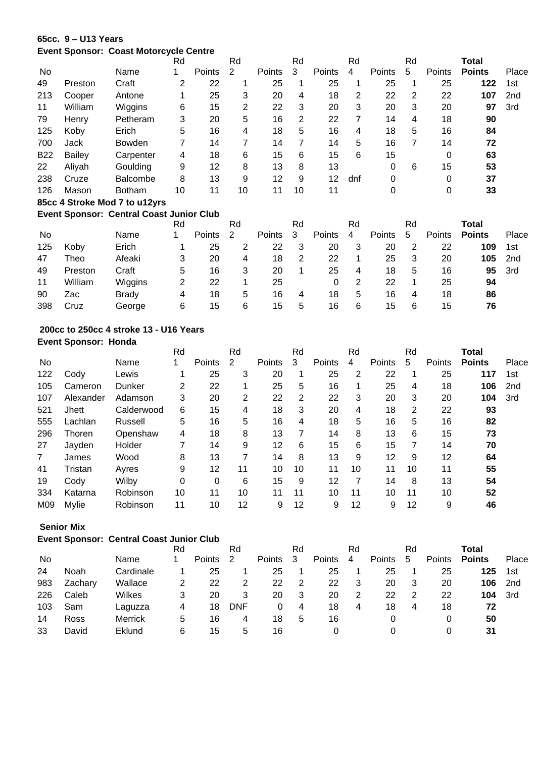### 65cc. 9 – U13 Years

**Event Sponsor: Coast Motorcycle Centre**

| No | | Name | Rd 1 | Points | Rd 2 | Points | Rd 3 | Points | Rd 4 | Points | Rd 5 | Points | **Total Points** | Place |
|---|---|---|---|---|---|---|---|---|---|---|---|---|---|---|
| 49 | Preston | Craft | 2 | 22 | 1 | 25 | 1 | 25 | 1 | 25 | 1 | 25 | **122** | 1st |
| 213 | Cooper | Antone | 1 | 25 | 3 | 20 | 4 | 18 | 2 | 22 | 2 | 22 | **107** | 2nd |
| 11 | William | Wiggins | 6 | 15 | 2 | 22 | 3 | 20 | 3 | 20 | 3 | 20 | **97** | 3rd |
| 79 | Henry | Petheram | 3 | 20 | 5 | 16 | 2 | 22 | 7 | 14 | 4 | 18 | **90** | |
| 125 | Koby | Erich | 5 | 16 | 4 | 18 | 5 | 16 | 4 | 18 | 5 | 16 | **84** | |
| 700 | Jack | Bowden | 7 | 14 | 7 | 14 | 7 | 14 | 5 | 16 | 7 | 14 | **72** | |
| B22 | Bailey | Carpenter | 4 | 18 | 6 | 15 | 6 | 15 | 6 | 15 | | 0 | **63** | |
| 22 | Aliyah | Goulding | 9 | 12 | 8 | 13 | 8 | 13 | | 0 | 6 | 15 | **53** | |
| 238 | Cruze | Balcombe | 8 | 13 | 9 | 12 | 9 | 12 | dnf | 0 | | 0 | **37** | |
| 126 | Mason | Botham | 10 | 11 | 10 | 11 | 10 | 11 | | 0 | | 0 | **33** | |

### 85cc 4 Stroke Mod 7 to u12yrs

**Event Sponsor: Central Coast Junior Club**

| No | | Name | Rd 1 | Points | Rd 2 | Points | Rd 3 | Points | Rd 4 | Points | Rd 5 | Points | **Total Points** | Place |
|---|---|---|---|---|---|---|---|---|---|---|---|---|---|---|
| 125 | Koby | Erich | 1 | 25 | 2 | 22 | 3 | 20 | 3 | 20 | 2 | 22 | **109** | 1st |
| 47 | Theo | Afeaki | 3 | 20 | 4 | 18 | 2 | 22 | 1 | 25 | 3 | 20 | **105** | 2nd |
| 49 | Preston | Craft | 5 | 16 | 3 | 20 | 1 | 25 | 4 | 18 | 5 | 16 | **95** | 3rd |
| 11 | William | Wiggins | 2 | 22 | 1 | 25 | | 0 | 2 | 22 | 1 | 25 | **94** | |
| 90 | Zac | Brady | 4 | 18 | 5 | 16 | 4 | 18 | 5 | 16 | 4 | 18 | **86** | |
| 398 | Cruz | George | 6 | 15 | 6 | 15 | 5 | 16 | 6 | 15 | 6 | 15 | **76** | |

### 200cc to 250cc 4 stroke 13 - U16 Years

**Event Sponsor: Honda**

| No | | Name | Rd 1 | Points | Rd 2 | Points | Rd 3 | Points | Rd 4 | Points | Rd 5 | Points | **Total Points** | Place |
|---|---|---|---|---|---|---|---|---|---|---|---|---|---|---|
| 122 | Cody | Lewis | 1 | 25 | 3 | 20 | 1 | 25 | 2 | 22 | 1 | 25 | **117** | 1st |
| 105 | Cameron | Dunker | 2 | 22 | 1 | 25 | 5 | 16 | 1 | 25 | 4 | 18 | **106** | 2nd |
| 107 | Alexander | Adamson | 3 | 20 | 2 | 22 | 2 | 22 | 3 | 20 | 3 | 20 | **104** | 3rd |
| 521 | Jhett | Calderwood | 6 | 15 | 4 | 18 | 3 | 20 | 4 | 18 | 2 | 22 | **93** | |
| 555 | Lachlan | Russell | 5 | 16 | 5 | 16 | 4 | 18 | 5 | 16 | 5 | 16 | **82** | |
| 296 | Thoren | Openshaw | 4 | 18 | 8 | 13 | 7 | 14 | 8 | 13 | 6 | 15 | **73** | |
| 27 | Jayden | Holder | 7 | 14 | 9 | 12 | 6 | 15 | 6 | 15 | 7 | 14 | **70** | |
| 7 | James | Wood | 8 | 13 | 7 | 14 | 8 | 13 | 9 | 12 | 9 | 12 | **64** | |
| 41 | Tristan | Ayres | 9 | 12 | 11 | 10 | 10 | 11 | 10 | 11 | 10 | 11 | **55** | |
| 19 | Cody | Wilby | 0 | 0 | 6 | 15 | 9 | 12 | 7 | 14 | 8 | 13 | **54** | |
| 334 | Katarna | Robinson | 10 | 11 | 10 | 11 | 11 | 10 | 11 | 10 | 11 | 10 | **52** | |
| M09 | Mylie | Robinson | 11 | 10 | 12 | 9 | 12 | 9 | 12 | 9 | 12 | 9 | **46** | |

### Senior Mix

**Event Sponsor: Central Coast Junior Club**

| No | | Name | Rd 1 | Points | Rd 2 | Points | Rd 3 | Points | Rd 4 | Points | Rd 5 | Points | **Total Points** | Place |
|---|---|---|---|---|---|---|---|---|---|---|---|---|---|---|
| 24 | Noah | Cardinale | 1 | 25 | 1 | 25 | 1 | 25 | 1 | 25 | 1 | 25 | **125** | 1st |
| 983 | Zachary | Wallace | 2 | 22 | 2 | 22 | 2 | 22 | 3 | 20 | 3 | 20 | **106** | 2nd |
| 226 | Caleb | Wilkes | 3 | 20 | 3 | 20 | 3 | 20 | 2 | 22 | 2 | 22 | **104** | 3rd |
| 103 | Sam | Laguzza | 4 | 18 | DNF | 0 | 4 | 18 | 4 | 18 | 4 | 18 | **72** | |
| 14 | Ross | Merrick | 5 | 16 | 4 | 18 | 5 | 16 | | 0 | | 0 | **50** | |
| 33 | David | Eklund | 6 | 15 | 5 | 16 | | 0 | | 0 | | 0 | **31** | |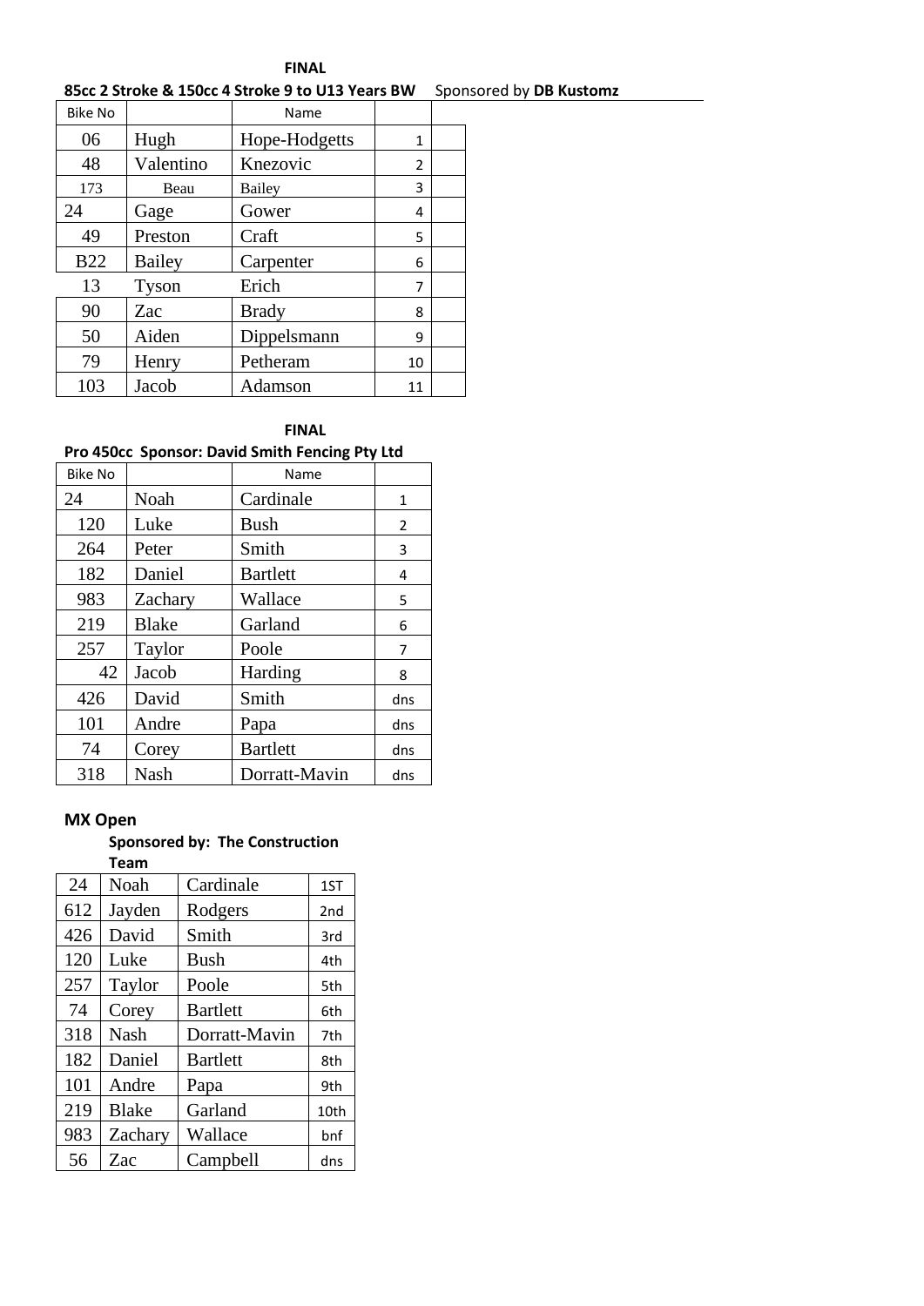**FINAL**

**85cc 2 Stroke & 150cc 4 Stroke 9 to U13 Years BW** Sponsored by **DB Kustomz**

| Bike No | | Name | | |
|---|---|---|---|---|
| 06 | Hugh | Hope-Hodgetts | 1 | |
| 48 | Valentino | Knezovic | 2 | |
| 173 | Beau | Bailey | 3 | |
| 24 | Gage | Gower | 4 | |
| 49 | Preston | Craft | 5 | |
| B22 | Bailey | Carpenter | 6 | |
| 13 | Tyson | Erich | 7 | |
| 90 | Zac | Brady | 8 | |
| 50 | Aiden | Dippelsmann | 9 | |
| 79 | Henry | Petheram | 10 | |
| 103 | Jacob | Adamson | 11 | |

**FINAL**

**Pro 450cc Sponsor: David Smith Fencing Pty Ltd**

| Bike No | | Name | |
|---|---|---|---|
| 24 | Noah | Cardinale | 1 |
| 120 | Luke | Bush | 2 |
| 264 | Peter | Smith | 3 |
| 182 | Daniel | Bartlett | 4 |
| 983 | Zachary | Wallace | 5 |
| 219 | Blake | Garland | 6 |
| 257 | Taylor | Poole | 7 |
| 42 | Jacob | Harding | 8 |
| 426 | David | Smith | dns |
| 101 | Andre | Papa | dns |
| 74 | Corey | Bartlett | dns |
| 318 | Nash | Dorratt-Mavin | dns |

**MX Open**

**Sponsored by: The Construction Team**

| | | | |
|---|---|---|---|
| 24 | Noah | Cardinale | 1ST |
| 612 | Jayden | Rodgers | 2nd |
| 426 | David | Smith | 3rd |
| 120 | Luke | Bush | 4th |
| 257 | Taylor | Poole | 5th |
| 74 | Corey | Bartlett | 6th |
| 318 | Nash | Dorratt-Mavin | 7th |
| 182 | Daniel | Bartlett | 8th |
| 101 | Andre | Papa | 9th |
| 219 | Blake | Garland | 10th |
| 983 | Zachary | Wallace | bnf |
| 56 | Zac | Campbell | dns |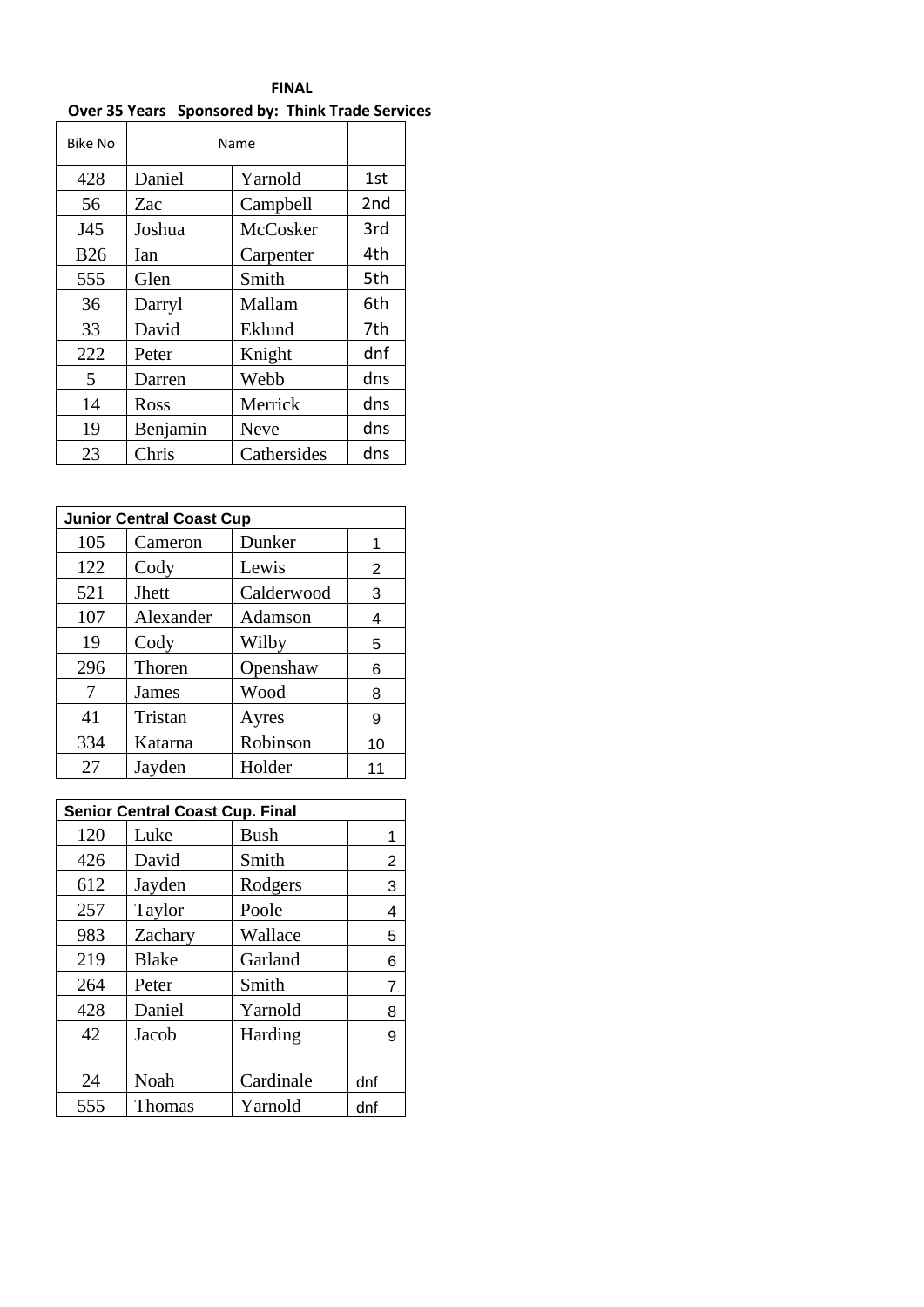**FINAL**

**Over 35 Years Sponsored by: Think Trade Services**

| Bike No | Name | | |
| --- | --- | --- | --- |
| 428 | Daniel | Yarnold | 1st |
| 56 | Zac | Campbell | 2nd |
| J45 | Joshua | McCosker | 3rd |
| B26 | Ian | Carpenter | 4th |
| 555 | Glen | Smith | 5th |
| 36 | Darryl | Mallam | 6th |
| 33 | David | Eklund | 7th |
| 222 | Peter | Knight | dnf |
| 5 | Darren | Webb | dns |
| 14 | Ross | Merrick | dns |
| 19 | Benjamin | Neve | dns |
| 23 | Chris | Cathersides | dns |

| Junior Central Coast Cup | | | |
| --- | --- | --- | --- |
| 105 | Cameron | Dunker | 1 |
| 122 | Cody | Lewis | 2 |
| 521 | Jhett | Calderwood | 3 |
| 107 | Alexander | Adamson | 4 |
| 19 | Cody | Wilby | 5 |
| 296 | Thoren | Openshaw | 6 |
| 7 | James | Wood | 8 |
| 41 | Tristan | Ayres | 9 |
| 334 | Katarna | Robinson | 10 |
| 27 | Jayden | Holder | 11 |

| Senior Central Coast Cup. Final | | | |
| --- | --- | --- | --- |
| 120 | Luke | Bush | 1 |
| 426 | David | Smith | 2 |
| 612 | Jayden | Rodgers | 3 |
| 257 | Taylor | Poole | 4 |
| 983 | Zachary | Wallace | 5 |
| 219 | Blake | Garland | 6 |
| 264 | Peter | Smith | 7 |
| 428 | Daniel | Yarnold | 8 |
| 42 | Jacob | Harding | 9 |
| | | | |
| 24 | Noah | Cardinale | dnf |
| 555 | Thomas | Yarnold | dnf |